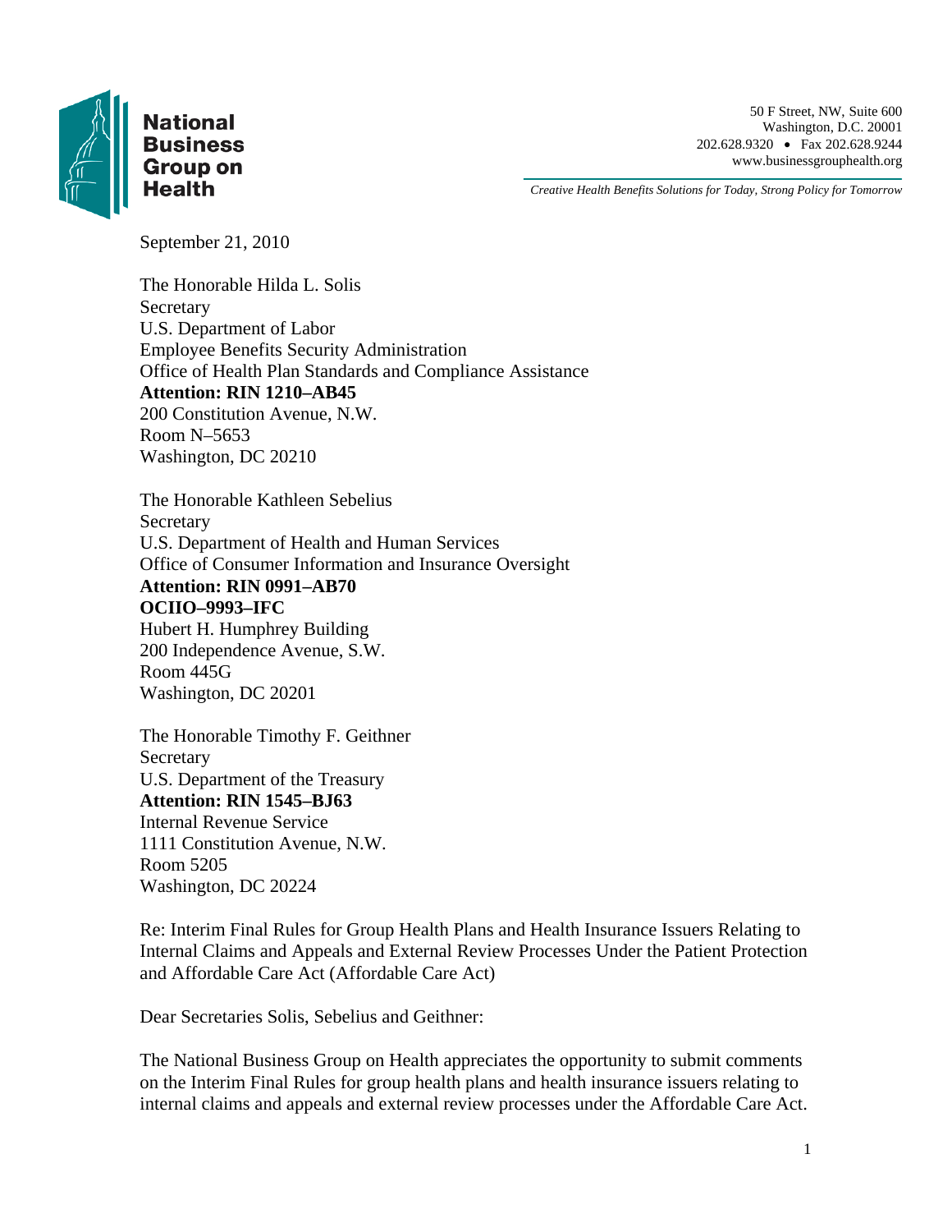**National Business Group on Health**

50 F Street, NW, Suite 600
Washington, D.C. 20001
202.628.9320 • Fax 202.628.9244
www.businessgrouphealth.org

*Creative Health Benefits Solutions for Today, Strong Policy for Tomorrow*

September 21, 2010

The Honorable Hilda L. Solis
Secretary
U.S. Department of Labor
Employee Benefits Security Administration
Office of Health Plan Standards and Compliance Assistance
**Attention: RIN 1210–AB45**
200 Constitution Avenue, N.W.
Room N–5653
Washington, DC 20210

The Honorable Kathleen Sebelius
Secretary
U.S. Department of Health and Human Services
Office of Consumer Information and Insurance Oversight
**Attention: RIN 0991–AB70**
**OCIIO–9993–IFC**
Hubert H. Humphrey Building
200 Independence Avenue, S.W.
Room 445G
Washington, DC 20201

The Honorable Timothy F. Geithner
Secretary
U.S. Department of the Treasury
**Attention: RIN 1545–BJ63**
Internal Revenue Service
1111 Constitution Avenue, N.W.
Room 5205
Washington, DC 20224

Re: Interim Final Rules for Group Health Plans and Health Insurance Issuers Relating to Internal Claims and Appeals and External Review Processes Under the Patient Protection and Affordable Care Act (Affordable Care Act)

Dear Secretaries Solis, Sebelius and Geithner:

The National Business Group on Health appreciates the opportunity to submit comments on the Interim Final Rules for group health plans and health insurance issuers relating to internal claims and appeals and external review processes under the Affordable Care Act.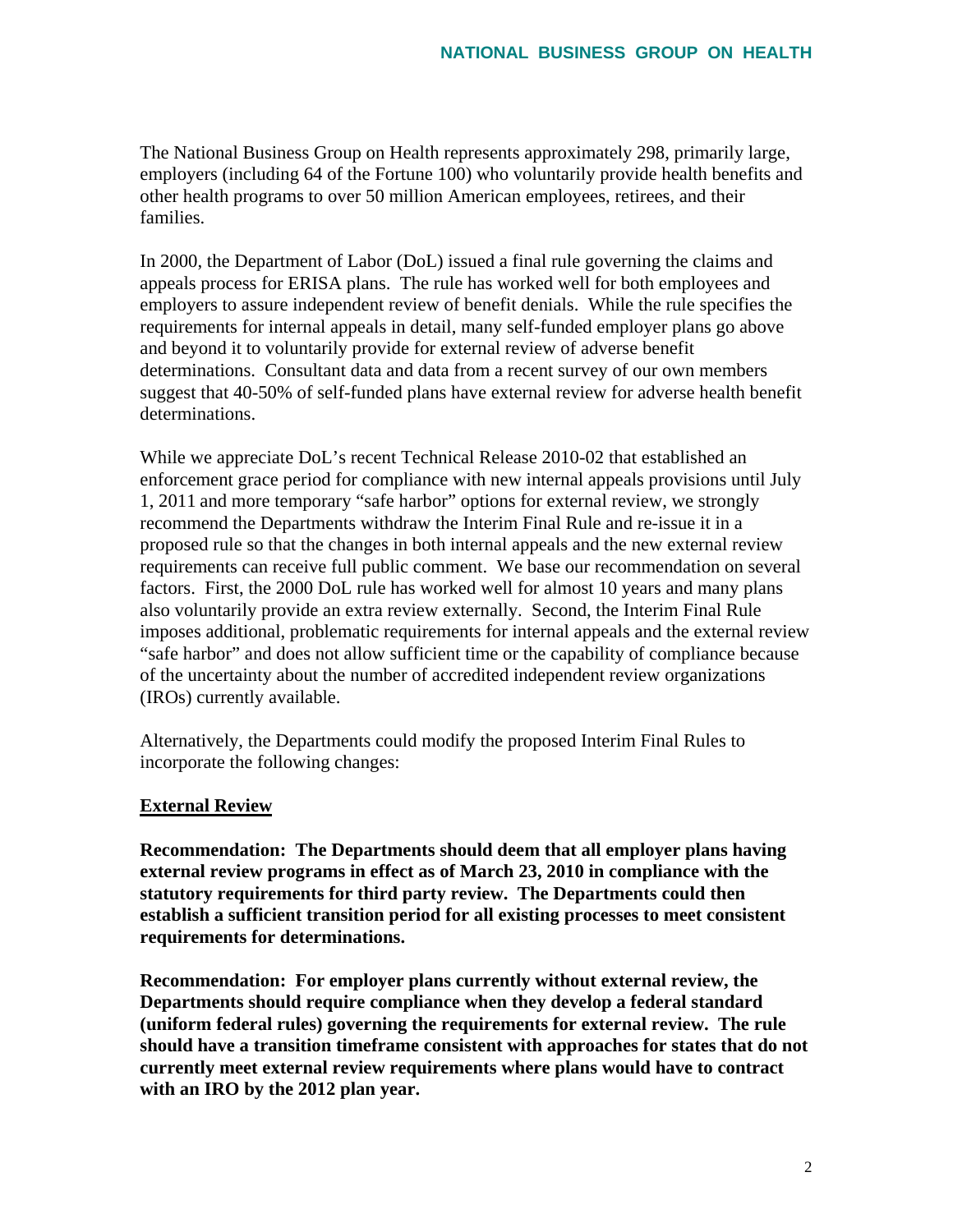The National Business Group on Health represents approximately 298, primarily large, employers (including 64 of the Fortune 100) who voluntarily provide health benefits and other health programs to over 50 million American employees, retirees, and their families.

In 2000, the Department of Labor (DoL) issued a final rule governing the claims and appeals process for ERISA plans. The rule has worked well for both employees and employers to assure independent review of benefit denials. While the rule specifies the requirements for internal appeals in detail, many self-funded employer plans go above and beyond it to voluntarily provide for external review of adverse benefit determinations. Consultant data and data from a recent survey of our own members suggest that 40-50% of self-funded plans have external review for adverse health benefit determinations.

While we appreciate DoL's recent Technical Release 2010-02 that established an enforcement grace period for compliance with new internal appeals provisions until July 1, 2011 and more temporary "safe harbor" options for external review, we strongly recommend the Departments withdraw the Interim Final Rule and re-issue it in a proposed rule so that the changes in both internal appeals and the new external review requirements can receive full public comment. We base our recommendation on several factors. First, the 2000 DoL rule has worked well for almost 10 years and many plans also voluntarily provide an extra review externally. Second, the Interim Final Rule imposes additional, problematic requirements for internal appeals and the external review "safe harbor" and does not allow sufficient time or the capability of compliance because of the uncertainty about the number of accredited independent review organizations (IROs) currently available.

Alternatively, the Departments could modify the proposed Interim Final Rules to incorporate the following changes:

## External Review

**Recommendation: The Departments should deem that all employer plans having external review programs in effect as of March 23, 2010 in compliance with the statutory requirements for third party review. The Departments could then establish a sufficient transition period for all existing processes to meet consistent requirements for determinations.**

**Recommendation: For employer plans currently without external review, the Departments should require compliance when they develop a federal standard (uniform federal rules) governing the requirements for external review. The rule should have a transition timeframe consistent with approaches for states that do not currently meet external review requirements where plans would have to contract with an IRO by the 2012 plan year.**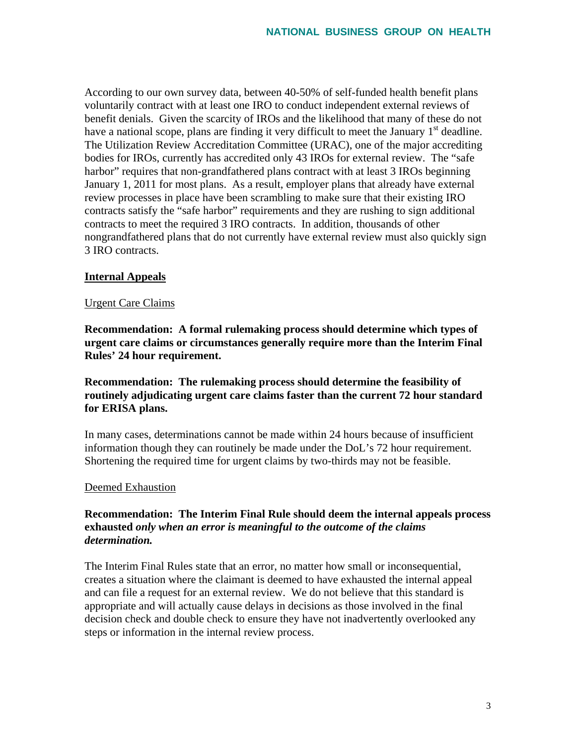According to our own survey data, between 40-50% of self-funded health benefit plans voluntarily contract with at least one IRO to conduct independent external reviews of benefit denials. Given the scarcity of IROs and the likelihood that many of these do not have a national scope, plans are finding it very difficult to meet the January 1st deadline. The Utilization Review Accreditation Committee (URAC), one of the major accrediting bodies for IROs, currently has accredited only 43 IROs for external review. The "safe harbor" requires that non-grandfathered plans contract with at least 3 IROs beginning January 1, 2011 for most plans. As a result, employer plans that already have external review processes in place have been scrambling to make sure that their existing IRO contracts satisfy the "safe harbor" requirements and they are rushing to sign additional contracts to meet the required 3 IRO contracts. In addition, thousands of other nongrandfathered plans that do not currently have external review must also quickly sign 3 IRO contracts.

## Internal Appeals

### Urgent Care Claims

**Recommendation: A formal rulemaking process should determine which types of urgent care claims or circumstances generally require more than the Interim Final Rules' 24 hour requirement.**

**Recommendation: The rulemaking process should determine the feasibility of routinely adjudicating urgent care claims faster than the current 72 hour standard for ERISA plans.**

In many cases, determinations cannot be made within 24 hours because of insufficient information though they can routinely be made under the DoL's 72 hour requirement. Shortening the required time for urgent claims by two-thirds may not be feasible.

### Deemed Exhaustion

**Recommendation: The Interim Final Rule should deem the internal appeals process exhausted *only when an error is meaningful to the outcome of the claims determination.***

The Interim Final Rules state that an error, no matter how small or inconsequential, creates a situation where the claimant is deemed to have exhausted the internal appeal and can file a request for an external review. We do not believe that this standard is appropriate and will actually cause delays in decisions as those involved in the final decision check and double check to ensure they have not inadvertently overlooked any steps or information in the internal review process.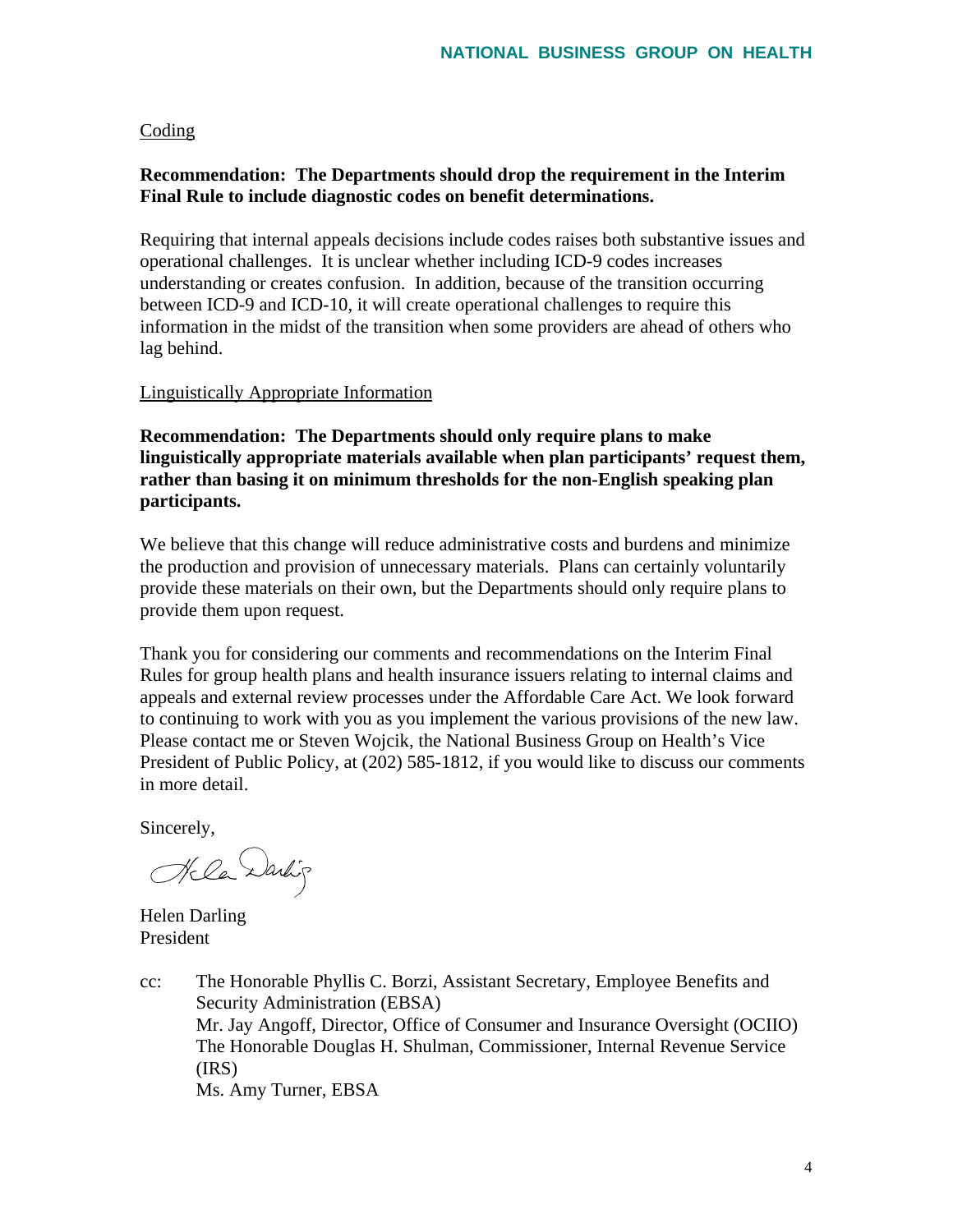Coding

**Recommendation: The Departments should drop the requirement in the Interim Final Rule to include diagnostic codes on benefit determinations.**

Requiring that internal appeals decisions include codes raises both substantive issues and operational challenges. It is unclear whether including ICD-9 codes increases understanding or creates confusion. In addition, because of the transition occurring between ICD-9 and ICD-10, it will create operational challenges to require this information in the midst of the transition when some providers are ahead of others who lag behind.

Linguistically Appropriate Information

**Recommendation: The Departments should only require plans to make linguistically appropriate materials available when plan participants' request them, rather than basing it on minimum thresholds for the non-English speaking plan participants.**

We believe that this change will reduce administrative costs and burdens and minimize the production and provision of unnecessary materials. Plans can certainly voluntarily provide these materials on their own, but the Departments should only require plans to provide them upon request.

Thank you for considering our comments and recommendations on the Interim Final Rules for group health plans and health insurance issuers relating to internal claims and appeals and external review processes under the Affordable Care Act. We look forward to continuing to work with you as you implement the various provisions of the new law. Please contact me or Steven Wojcik, the National Business Group on Health's Vice President of Public Policy, at (202) 585-1812, if you would like to discuss our comments in more detail.

Sincerely,

Helen Darling
President

cc: The Honorable Phyllis C. Borzi, Assistant Secretary, Employee Benefits and Security Administration (EBSA)
Mr. Jay Angoff, Director, Office of Consumer and Insurance Oversight (OCIIO)
The Honorable Douglas H. Shulman, Commissioner, Internal Revenue Service (IRS)
Ms. Amy Turner, EBSA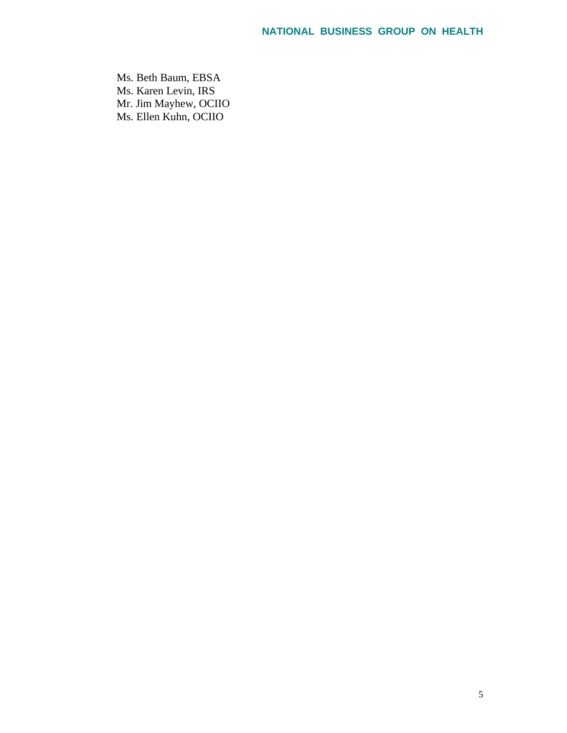Ms. Beth Baum, EBSA
Ms. Karen Levin, IRS
Mr. Jim Mayhew, OCIIO
Ms. Ellen Kuhn, OCIIO